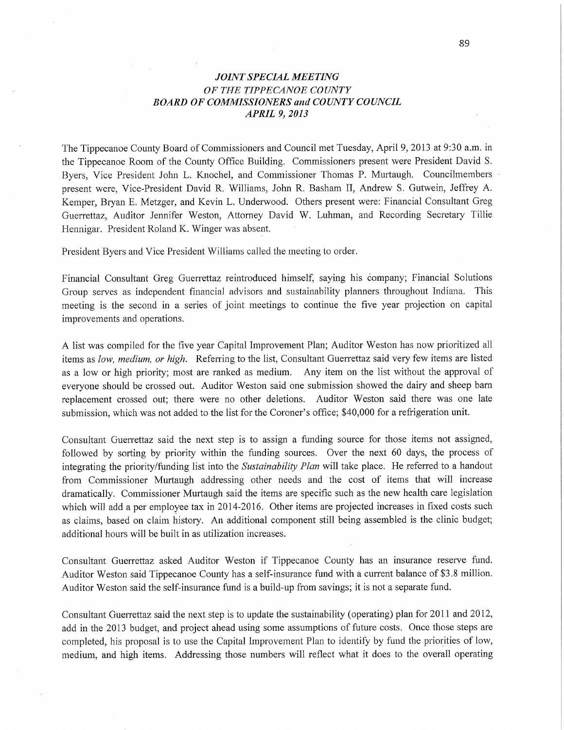# *JOINT SPECIAL MEETING OF THE TIPPECANOE COUNTY BOARD OF COMMISSIONERS and COUNTY COUNCIL APRIL 9, 2013*

The Tippecanoe County Board of Commissioners and Council met Tuesday, April 9, 2013 at 9:30 a.m. in the Tippecanoe Room of the County Office Building. Commissioners present were President David S. Byers, Vice President John L. Knochel, and Commissioner Thomas P. Murtaugh. Councilmembers present were, Vice-President David R. Williams, John R. Basham II, Andrew S. Gutwein, Jeffrey A. Kemper, Bryan E. Metzger, and Kevin L. Underwood. Others present were: Financial Consultant Greg Guerrettaz, Auditor Jennifer Weston, Attorney David W. Luhman, and Recording Secretary Tillie Hennigar. President Roland K. Winger was absent.

President Byers and Vice President Williams called the meeting to order.

Financial Consultant Greg Guerrettaz reintroduced himself, saying his company; Financial Solutions Group serves as independent financial advisors and sustainability planners throughout Indiana. This meeting is the second in a series of joint meetings to continue the five year projection on capital improvements and operations.

A list was compiled for the five year Capital Improvement Plan; Auditor Weston has now prioritized all items as *low, medium, or high*. Referring to the list, Consultant Guerrettaz said very few items are listed as a low or high priority; most are ranked as medium. Any item on the list without the approval of everyone should be crossed out. Auditor Weston said one submission showed the dairy and sheep barn replacement crossed out; there were no other deletions. Auditor Weston said there was one late submission, which was not added to the list for the Coroner's office; $40,000 for a refrigeration unit.

Consultant Guerrettaz said the next step is to assign a funding source for those items not assigned, followed by sorting by priority within the funding sources. Over the next 60 days, the process of integrating the priority/funding list into the *Sustainability Plan* will take place. He referred to a handout from Commissioner Murtaugh addressing other needs and the cost of items that will increase dramatically. Commissioner Murtaugh said the items are specific such as the new health care legislation which will add a per employee tax in 2014-2016. Other items are projected increases in fixed costs such as claims, based on claim history. An additional component still being assembled is the clinic budget; additional hours will be built in as utilization increases.

Consultant Guerrettaz asked Auditor Weston if Tippecanoe County has an insurance reserve fund. Auditor Weston said Tippecanoe County has a self-insurance fund with a current balance of $3.8 million. Auditor Weston said the self-insurance fund is a build-up from savings; it is not a separate fund.

Consultant Guerrettaz said the next step is to update the sustainability (operating) plan for 2011 and 2012, add in the 2013 budget, and project ahead using some assumptions of future costs. Once those steps are completed, his proposal is to use the Capital Improvement Plan to identify by fund the priorities of low, medium, and high items. Addressing those numbers will reflect what it does to the overall operating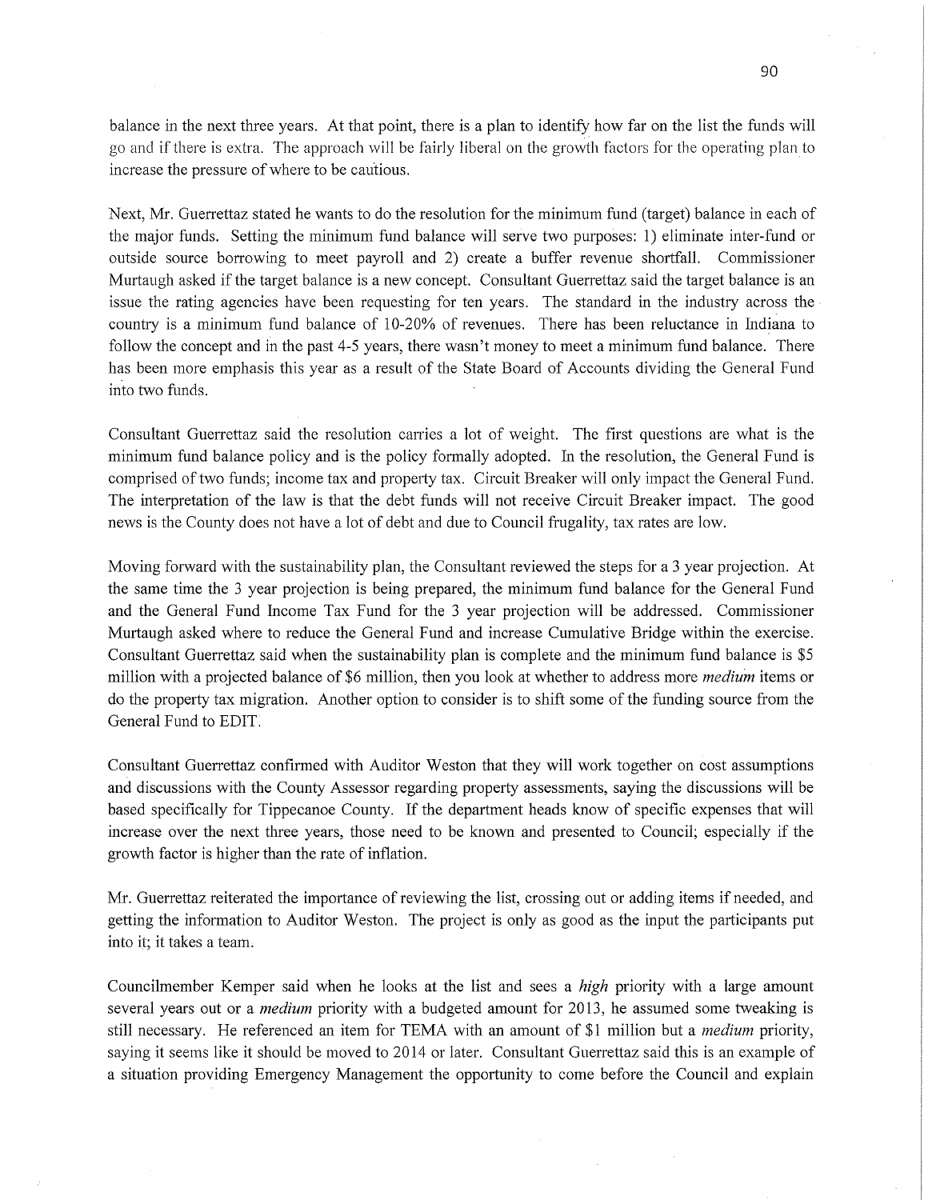balance in the next three years. At that point, there is a plan to identify how far on the list the funds will go and if there is extra. The approach will be fairly liberal on the growth factors for the operating plan to increase the pressure of where to be cautious.

Next, Mr. Guerrettaz stated he wants to do the resolution for the minimum fund (target) balance in each of the major funds. Setting the minimum fund balance will serve two purposes: 1) eliminate inter-fund or outside source borrowing to meet payroll and 2) create a buffer revenue shortfall. Commissioner Murtaugh asked if the target balance is a new concept. Consultant Guerrettaz said the target balance is an issue the rating agencies have been requesting for ten years. The standard in the industry across the country is a minimum fund balance of 10-20% of revenues. There has been reluctance in Indiana to follow the concept and in the past 4-5 years, there wasn't money to meet a minimum fund balance. There has been more emphasis this year as a result of the State Board of Accounts dividing the General Fund into two funds.

Consultant Guerrettaz said the resolution carries a lot of weight. The first questions are what is the minimum fund balance policy and is the policy formally adopted. In the resolution, the General Fund is comprised of two funds; income tax and property tax. Circuit Breaker will only impact the General Fund. The interpretation of the law is that the debt funds will not receive Circuit Breaker impact. The good news is the County does not have a lot of debt and due to Council frugality, tax rates are low.

Moving forward with the sustainability plan, the Consultant reviewed the steps for a 3 year projection. At the same time the 3 year projection is being prepared, the minimum fund balance for the General Fund and the General Fund Income Tax Fund for the 3 year projection will be addressed. Commissioner Murtaugh asked where to reduce the General Fund and increase Cumulative Bridge within the exercise. Consultant Guerrettaz said when the sustainability plan is complete and the minimum fund balance is $5 million with a projected balance of $6 million, then you look at whether to address more *medium* items or do the property tax migration. Another option to consider is to shift some of the funding source from the General Fund to EDIT.

Consultant Guerrettaz confirmed with Auditor Weston that they will work together on cost assumptions and discussions with the County Assessor regarding property assessments, saying the discussions will be based specifically for Tippecanoe County. If the department heads know of specific expenses that will increase over the next three years, those need to be known and presented to Council; especially if the growth factor is higher than the rate of inflation.

Mr. Guerrettaz reiterated the importance of reviewing the list, crossing out or adding items if needed, and getting the information to Auditor Weston. The project is only as good as the input the participants put into it; it takes a team.

Councilmember Kemper said when he looks at the list and sees a *high* priority with a large amount several years out or a *medium* priority with a budgeted amount for 2013, he assumed some tweaking is still necessary. He referenced an item for TEMA with an amount of $1 million but a *medium* priority, saying it seems like it should be moved to 2014 or later. Consultant Guerrettaz said this is an example of a situation providing Emergency Management the opportunity to come before the Council and explain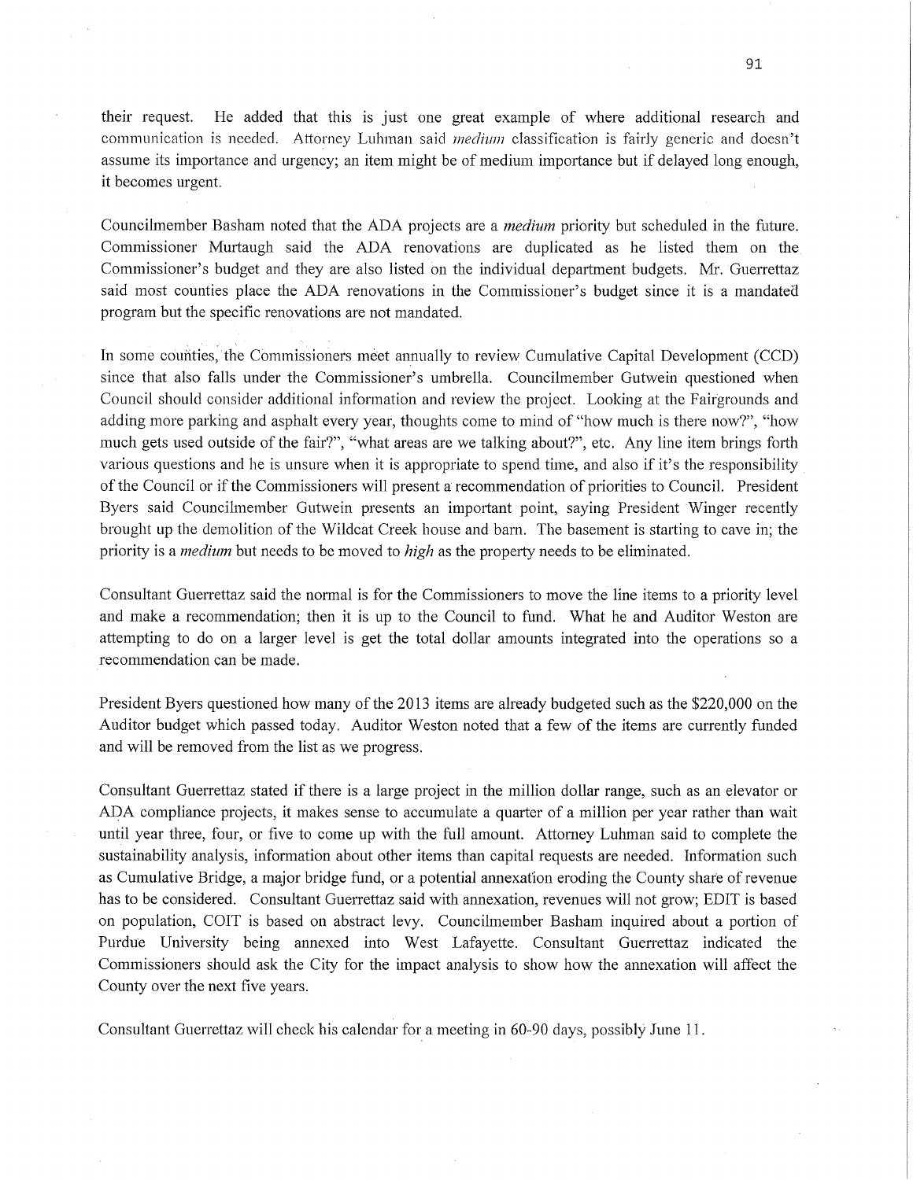their request. He added that this is just one great example of where additional research and communication is needed. Attorney Luhman said *medium* classification is fairly generic and doesn't assume its importance and urgency; an item might be of medium importance but if delayed long enough, it becomes urgent.

Councilmember Basham noted that the ADA projects are a *medium* priority but scheduled in the future. Commissioner Murtaugh said the ADA renovations are duplicated as he listed them on the Commissioner's budget and they are also listed on the individual department budgets. Mr. Guerrettaz said most counties place the ADA renovations in the Commissioner's budget since it is a mandated program but the specific renovations are not mandated.

In some counties, the Commissioners meet annually to review Cumulative Capital Development (CCD) since that also falls under the Commissioner's umbrella. Councilmember Gutwein questioned when Council should consider additional information and review the project. Looking at the Fairgrounds and adding more parking and asphalt every year, thoughts come to mind of "how much is there now?", "how much gets used outside of the fair?", "what areas are we talking about?", etc. Any line item brings forth various questions and he is unsure when it is appropriate to spend time, and also if it's the responsibility of the Council or if the Commissioners will present a recommendation of priorities to Council. President Byers said Councilmember Gutwein presents an important point, saying President Winger recently brought up the demolition of the Wildcat Creek house and barn. The basement is starting to cave in; the priority is a *medium* but needs to be moved to *high* as the property needs to be eliminated.

Consultant Guerrettaz said the normal is for the Commissioners to move the line items to a priority level and make a recommendation; then it is up to the Council to fund. What he and Auditor Weston are attempting to do on a larger level is get the total dollar amounts integrated into the operations so a recommendation can be made.

President Byers questioned how many of the 2013 items are already budgeted such as the $220,000 on the Auditor budget which passed today. Auditor Weston noted that a few of the items are currently funded and will be removed from the list as we progress.

Consultant Guerrettaz stated if there is a large project in the million dollar range, such as an elevator or ADA compliance projects, it makes sense to accumulate a quarter of a million per year rather than wait until year three, four, or five to come up with the full amount. Attorney Luhman said to complete the sustainability analysis, information about other items than capital requests are needed. Information such as Cumulative Bridge, a major bridge fund, or a potential annexation eroding the County share of revenue has to be considered. Consultant Guerrettaz said with annexation, revenues will not grow; EDIT is based on population, COIT is based on abstract levy. Councilmember Basham inquired about a portion of Purdue University being annexed into West Lafayette. Consultant Guerrettaz indicated the Commissioners should ask the City for the impact analysis to show how the annexation will affect the County over the next five years.

Consultant Guerrettaz will check his calendar for a meeting in 60-90 days, possibly June 11.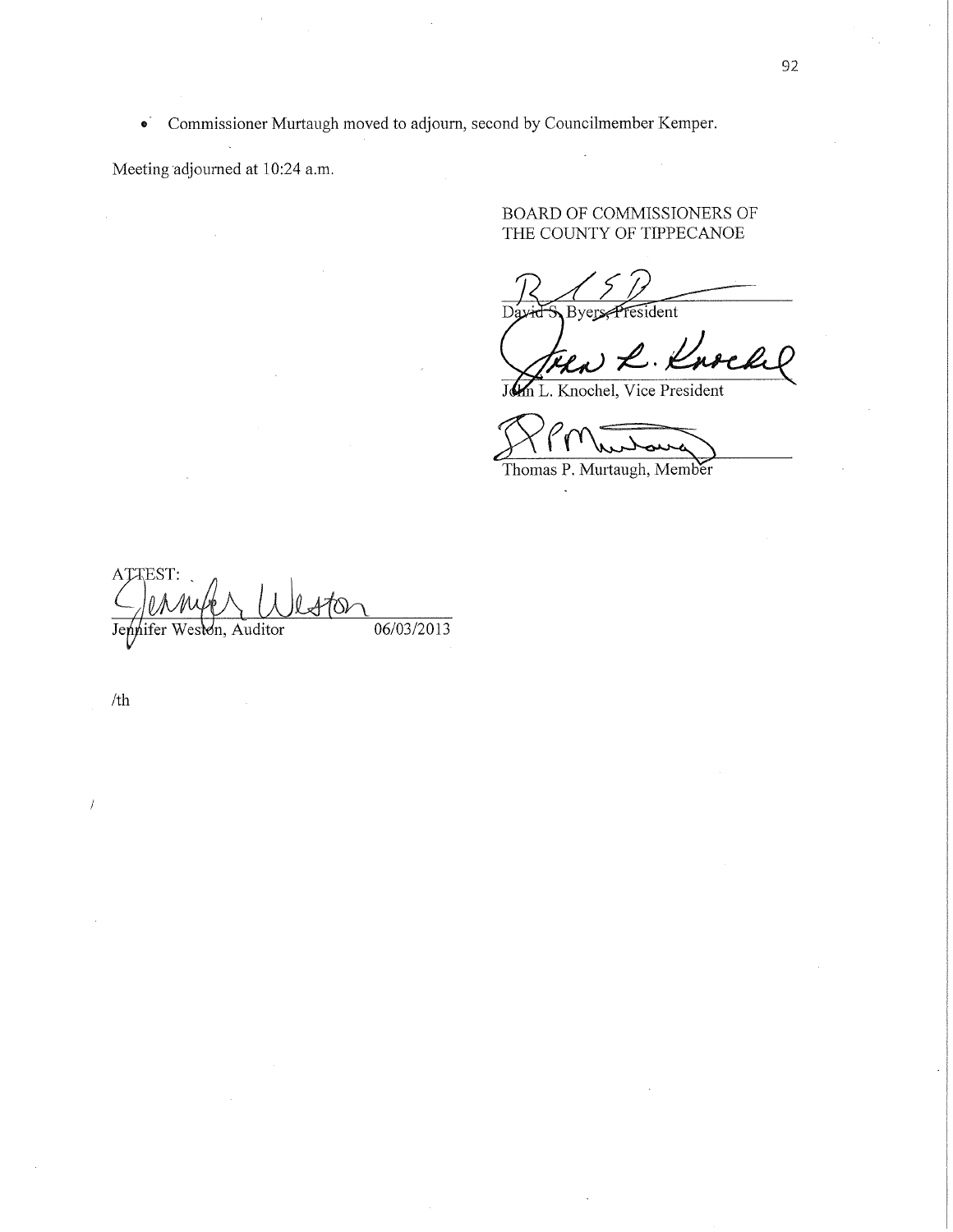- Commissioner Murtaugh moved to adjourn, second by Councilmember Kemper.

Meeting adjourned at 10:24 a.m.

BOARD OF COMMISSIONERS OF
THE COUNTY OF TIPPECANOE

David S. Byers, President

John L. Knochel, Vice President

Thomas P. Murtaugh, Member

ATTEST:

Jennifer Weston, Auditor 06/03/2013

/th